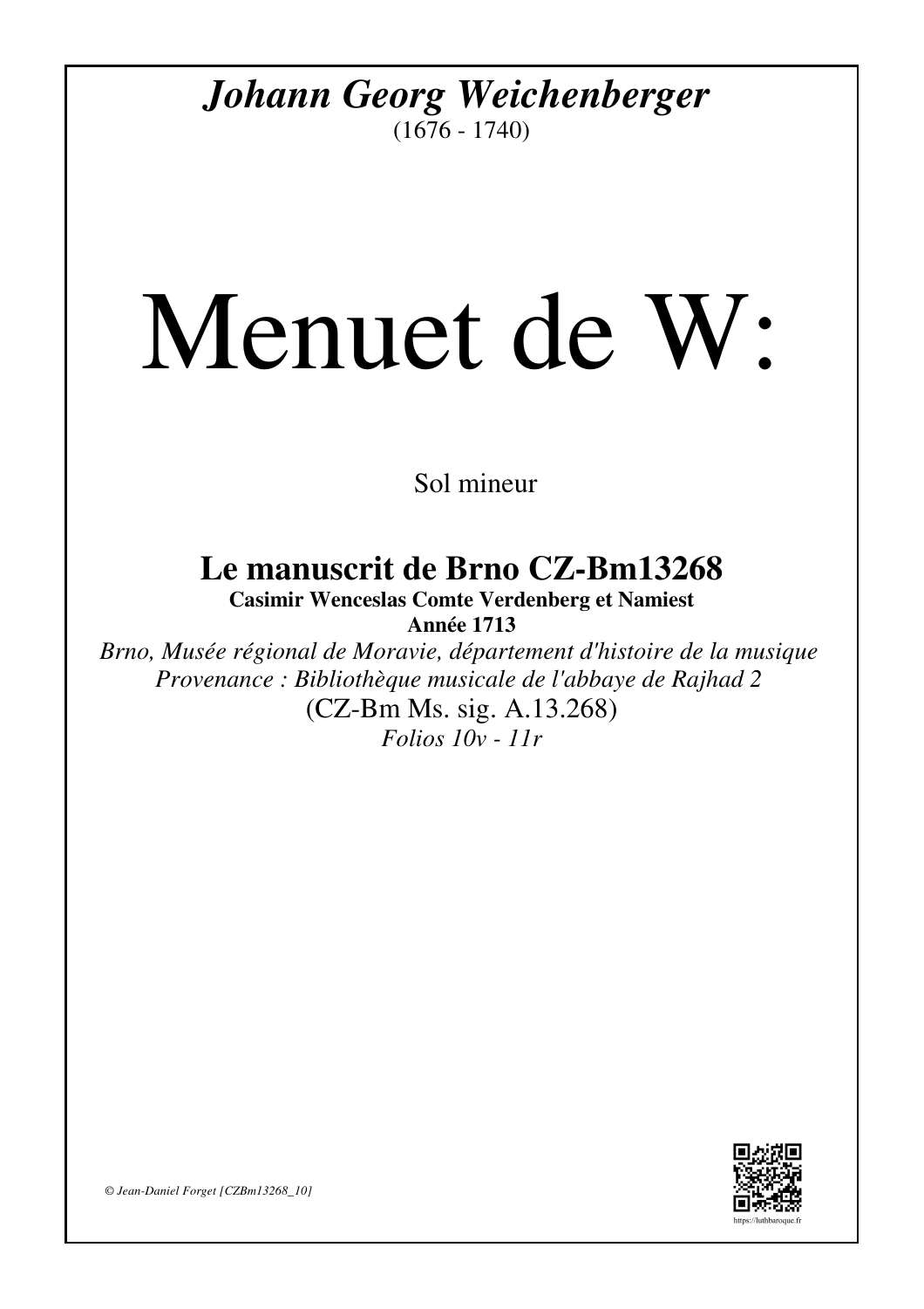***Johann Georg Weichenberger***

(1676 - 1740)

# Menuet de W:

Sol mineur

## Le manuscrit de Brno CZ-Bm13268

**Casimir Wenceslas Comte Verdenberg et Namiest**

**Année 1713**

*Brno, Musée régional de Moravie, département d'histoire de la musique*

*Provenance : Bibliothèque musicale de l'abbaye de Rajhad 2*

(CZ-Bm Ms. sig. A.13.268)

*Folios 10v - 11r*

*© Jean-Daniel Forget [CZBm13268_10]*

https://luthbaroque.fr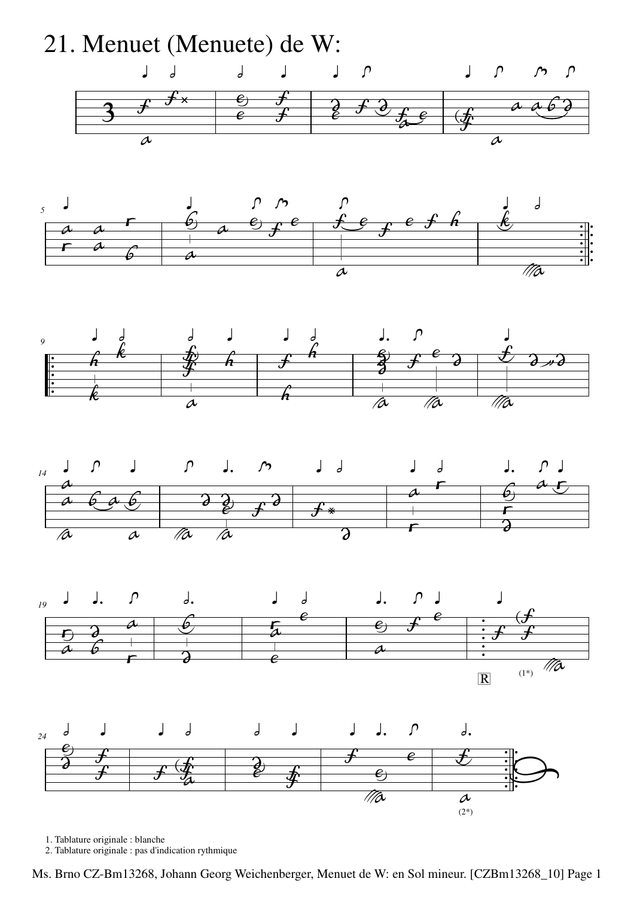# 21. Menuet (Menuete) de W:

1. Tablature originale : blanche
2. Tablature originale : pas d'indication rythmique

Ms. Brno CZ-Bm13268, Johann Georg Weichenberger, Menuet de W: en Sol mineur. [CZBm13268_10] Page 1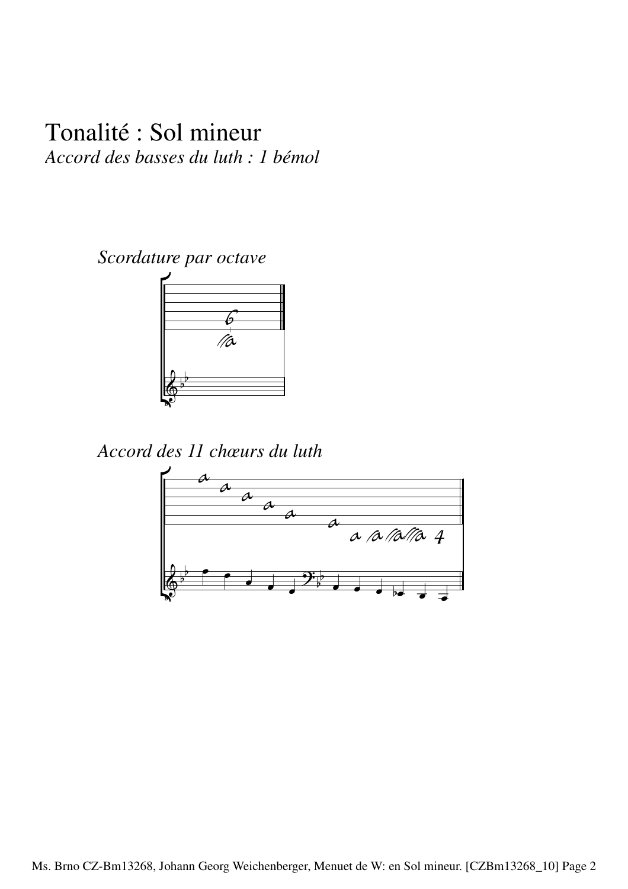# Tonalité : Sol mineur

*Accord des basses du luth : 1 bémol*

*Scordature par octave*

*Accord des 11 chœurs du luth*